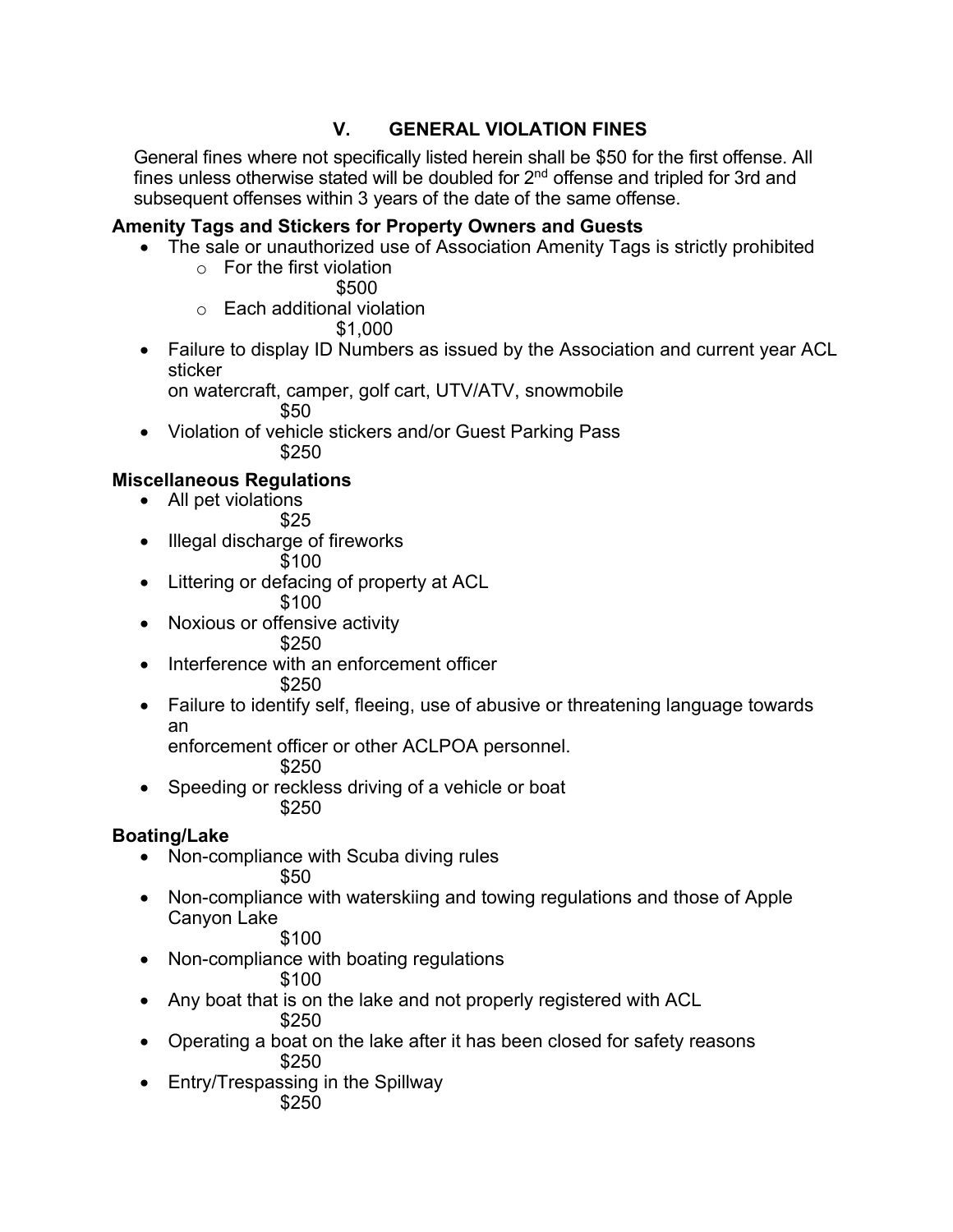## V. GENERAL VIOLATION FINES

General fines where not specifically listed herein shall be $50 for the first offense. All fines unless otherwise stated will be doubled for 2nd offense and tripled for 3rd and subsequent offenses within 3 years of the date of the same offense.

**Amenity Tags and Stickers for Property Owners and Guests**

- The sale or unauthorized use of Association Amenity Tags is strictly prohibited
  - For the first violation
    $500
  - Each additional violation
    $1,000
- Failure to display ID Numbers as issued by the Association and current year ACL sticker
  on watercraft, camper, golf cart, UTV/ATV, snowmobile
  $50
- Violation of vehicle stickers and/or Guest Parking Pass
  $250

**Miscellaneous Regulations**

- All pet violations
  $25
- Illegal discharge of fireworks
  $100
- Littering or defacing of property at ACL
  $100
- Noxious or offensive activity
  $250
- Interference with an enforcement officer
  $250
- Failure to identify self, fleeing, use of abusive or threatening language towards an
  enforcement officer or other ACLPOA personnel.
  $250
- Speeding or reckless driving of a vehicle or boat
  $250

**Boating/Lake**

- Non-compliance with Scuba diving rules
  $50
- Non-compliance with waterskiing and towing regulations and those of Apple Canyon Lake
  $100
- Non-compliance with boating regulations
  $100
- Any boat that is on the lake and not properly registered with ACL
  $250
- Operating a boat on the lake after it has been closed for safety reasons
  $250
- Entry/Trespassing in the Spillway
  $250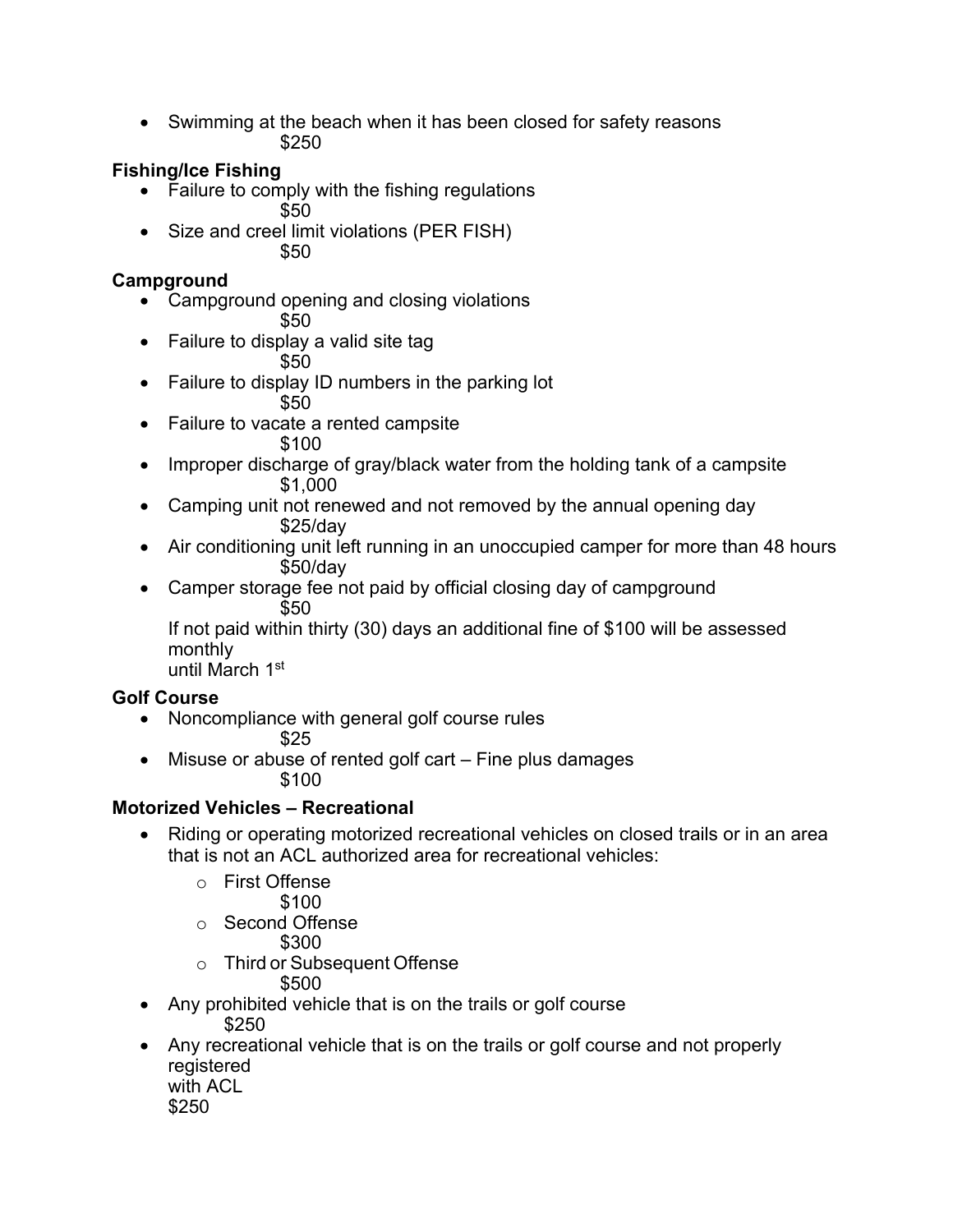- Swimming at the beach when it has been closed for safety reasons
  $250

**Fishing/Ice Fishing**

- Failure to comply with the fishing regulations
  $50
- Size and creel limit violations (PER FISH)
  $50

**Campground**

- Campground opening and closing violations
  $50
- Failure to display a valid site tag
  $50
- Failure to display ID numbers in the parking lot
  $50
- Failure to vacate a rented campsite
  $100
- Improper discharge of gray/black water from the holding tank of a campsite
  $1,000
- Camping unit not renewed and not removed by the annual opening day
  $25/day
- Air conditioning unit left running in an unoccupied camper for more than 48 hours
  $50/day
- Camper storage fee not paid by official closing day of campground
  $50
  If not paid within thirty (30) days an additional fine of $100 will be assessed monthly
  until March 1st

**Golf Course**

- Noncompliance with general golf course rules
  $25
- Misuse or abuse of rented golf cart – Fine plus damages
  $100

**Motorized Vehicles – Recreational**

- Riding or operating motorized recreational vehicles on closed trails or in an area that is not an ACL authorized area for recreational vehicles:
  - First Offense
    $100
  - Second Offense
    $300
  - Third or Subsequent Offense
    $500
- Any prohibited vehicle that is on the trails or golf course
  $250
- Any recreational vehicle that is on the trails or golf course and not properly registered
  with ACL
  $250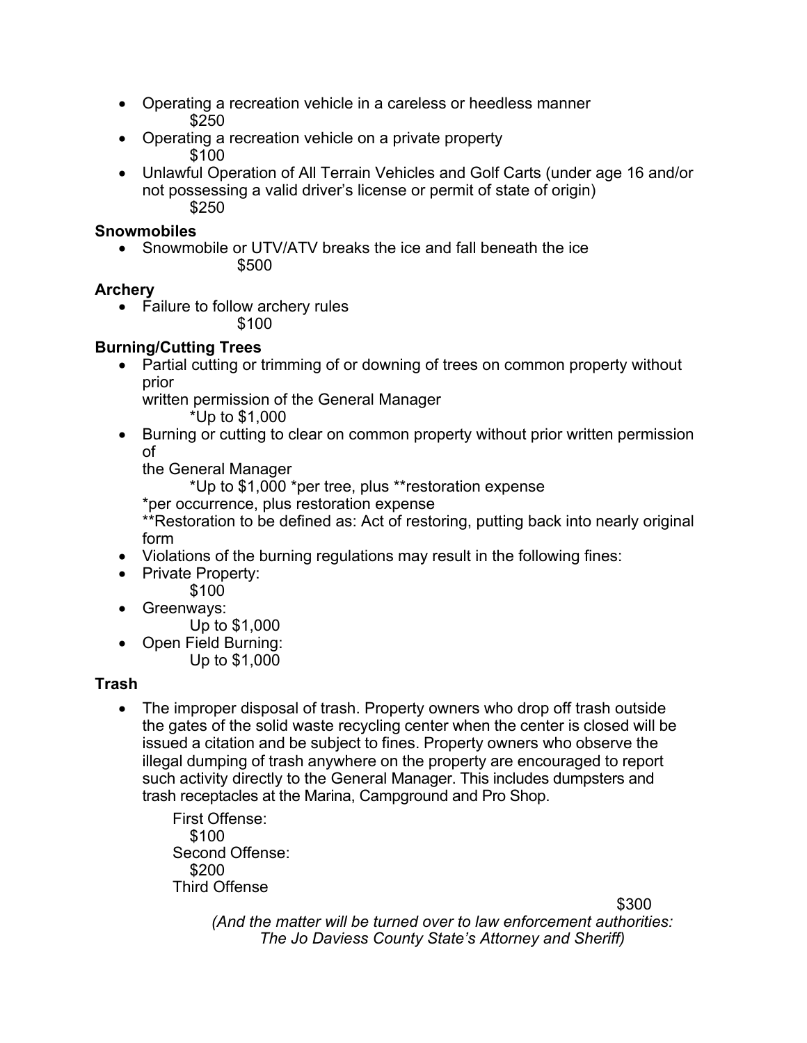- Operating a recreation vehicle in a careless or heedless manner
  $250
- Operating a recreation vehicle on a private property
  $100
- Unlawful Operation of All Terrain Vehicles and Golf Carts (under age 16 and/or not possessing a valid driver's license or permit of state of origin)
  $250

**Snowmobiles**

- Snowmobile or UTV/ATV breaks the ice and fall beneath the ice
  $500

**Archery**

- Failure to follow archery rules
  $100

**Burning/Cutting Trees**

- Partial cutting or trimming of or downing of trees on common property without prior
  written permission of the General Manager
  *Up to $1,000
- Burning or cutting to clear on common property without prior written permission of
  the General Manager
  *Up to $1,000 *per tree, plus **restoration expense
  *per occurrence, plus restoration expense
  **Restoration to be defined as: Act of restoring, putting back into nearly original form
- Violations of the burning regulations may result in the following fines:
- Private Property:
  $100
- Greenways:
  Up to $1,000
- Open Field Burning:
  Up to $1,000

**Trash**

- The improper disposal of trash. Property owners who drop off trash outside the gates of the solid waste recycling center when the center is closed will be issued a citation and be subject to fines. Property owners who observe the illegal dumping of trash anywhere on the property are encouraged to report such activity directly to the General Manager. This includes dumpsters and trash receptacles at the Marina, Campground and Pro Shop.

  First Offense:
  $100
  Second Offense:
  $200
  Third Offense
  $300

  *(And the matter will be turned over to law enforcement authorities: The Jo Daviess County State's Attorney and Sheriff)*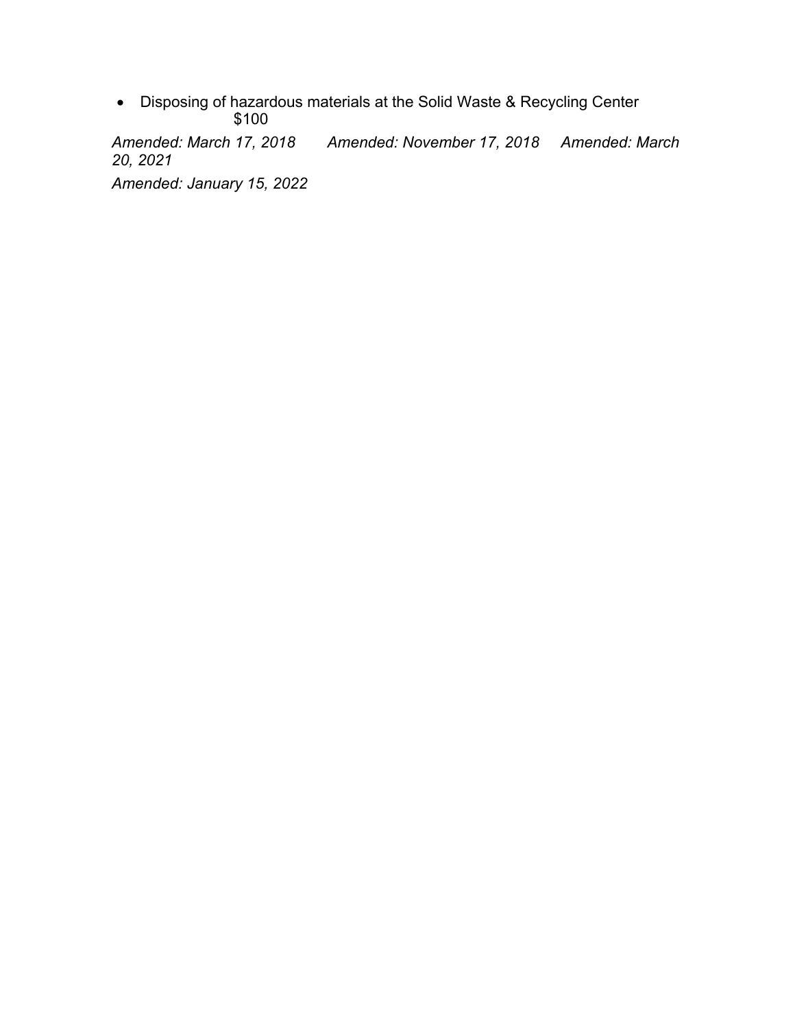- Disposing of hazardous materials at the Solid Waste & Recycling Center $100

*Amended: March 17, 2018 Amended: November 17, 2018 Amended: March 20, 2021*

*Amended: January 15, 2022*